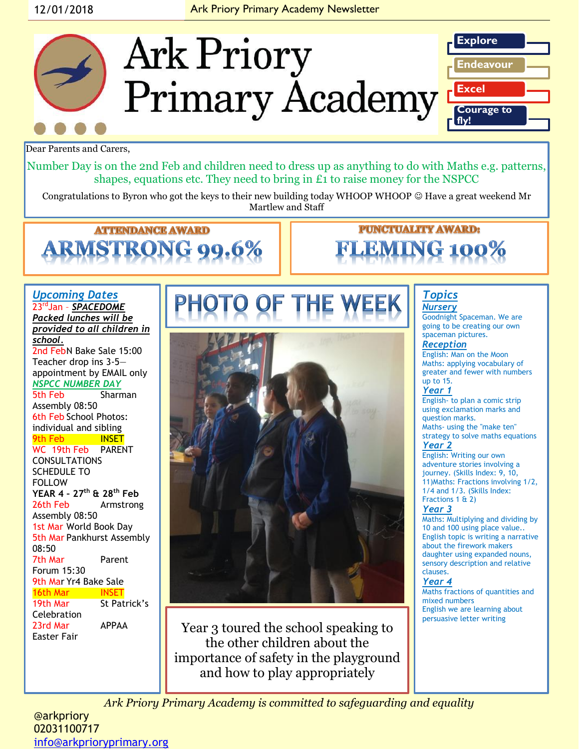12/01/2018 Ark Priory Primary Academy Newsletter

# Ark Priory Primary Academy

- Explore
- Endeavour
- Excel
- Courage to fly!

Dear Parents and Carers,

Number Day is on the 2nd Feb and children need to dress up as anything to do with Maths e.g. patterns, shapes, equations etc. They need to bring in £1 to raise money for the NSPCC

Congratulations to Byron who got the keys to their new building today WHOOP WHOOP ☺ Have a great weekend Mr Martlew and Staff

**ATTENDANCE AWARD**

**ARMSTRONG 99.6%**

**PUNCTUALITY AWARD:**

**FLEMING 100%**

## Upcoming Dates

23rd Jan – ***SPACEDOME***
***Packed lunches will be provided to all children in school.***

2nd Feb N Bake Sale 15:00
Teacher drop ins 3-5—appointment by EMAIL only
***NSPCC NUMBER DAY***

5th Feb Sharman Assembly 08:50

6th Feb School Photos: individual and sibling

9th Feb INSET

WC 19th Feb PARENT CONSULTATIONS SCHEDULE TO FOLLOW

**YEAR 4 - 27th & 28th Feb**

26th Feb Armstrong Assembly 08:50

1st Mar World Book Day

5th Mar Pankhurst Assembly 08:50

7th Mar Parent Forum 15:30

9th Mar Yr4 Bake Sale

16th Mar INSET

19th Mar St Patrick's Celebration

23rd Mar APPAA Easter Fair

## PHOTO OF THE WEEK

Year 3 toured the school speaking to the other children about the importance of safety in the playground and how to play appropriately

## Topics

### Nursery
Goodnight Spaceman. We are going to be creating our own spaceman pictures.

### Reception
English: Man on the Moon
Maths: applying vocabulary of greater and fewer with numbers up to 15.

### Year 1
English- to plan a comic strip using exclamation marks and question marks.
Maths- using the "make ten" strategy to solve maths equations

### Year 2
English: Writing our own adventure stories involving a journey. (Skills Index: 9, 10, 11)Maths: Fractions involving 1/2, 1/4 and 1/3. (Skills Index: Fractions 1 & 2)

### Year 3
Maths: Multiplying and dividing by 10 and 100 using place value..
English topic is writing a narrative about the firework makers daughter using expanded nouns, sensory description and relative clauses.

### Year 4
Maths fractions of quantities and mixed numbers
English we are learning about persuasive letter writing

*Ark Priory Primary Academy is committed to safeguarding and equality*

@arkpriory
02031100717
info@arkprioryprimary.org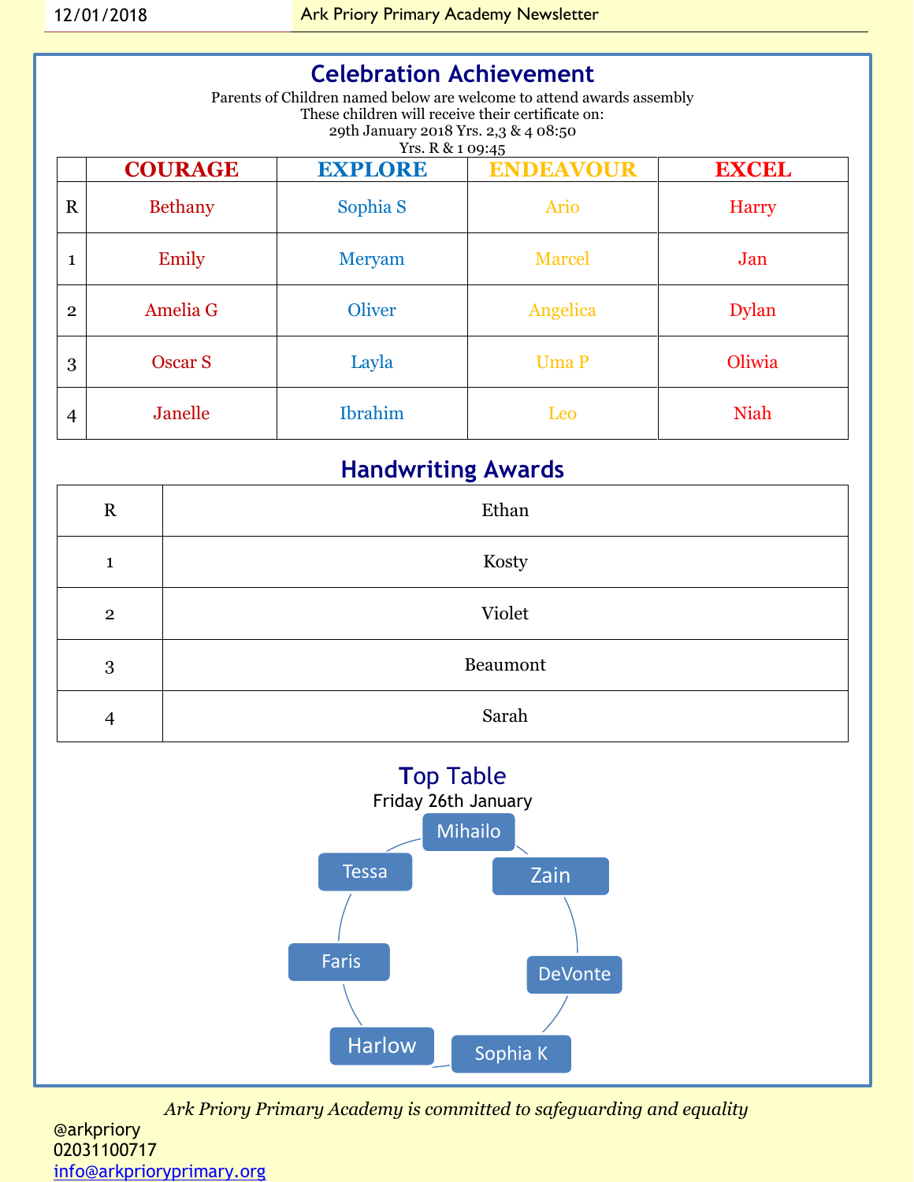# Celebration Achievement

Parents of Children named below are welcome to attend awards assembly
These children will receive their certificate on:
29th January 2018 Yrs. 2,3 & 4 08:50
Yrs. R & 1 09:45

| | COURAGE | EXPLORE | ENDEAVOUR | EXCEL |
|---|---|---|---|---|
| R | Bethany | Sophia S | Ario | Harry |
| 1 | Emily | Meryam | Marcel | Jan |
| 2 | Amelia G | Oliver | Angelica | Dylan |
| 3 | Oscar S | Layla | Uma P | Oliwia |
| 4 | Janelle | Ibrahim | Leo | Niah |

# Handwriting Awards

| | |
|---|---|
| R | Ethan |
| 1 | Kosty |
| 2 | Violet |
| 3 | Beaumont |
| 4 | Sarah |

# Top Table

Friday 26th January

- Mihailo
- Zain
- DeVonte
- Sophia K
- Harlow
- Faris
- Tessa

*Ark Priory Primary Academy is committed to safeguarding and equality*

@arkpriory
02031100717
info@arkprioryprimary.org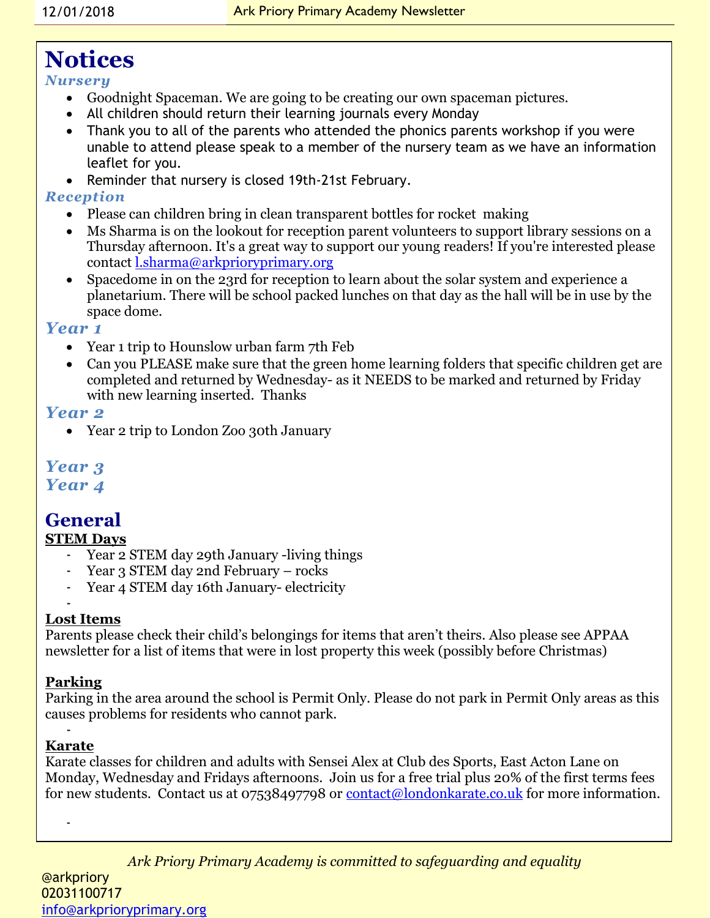# Notices

### *Nursery*

- Goodnight Spaceman. We are going to be creating our own spaceman pictures.
- All children should return their learning journals every Monday
- Thank you to all of the parents who attended the phonics parents workshop if you were unable to attend please speak to a member of the nursery team as we have an information leaflet for you.
- Reminder that nursery is closed 19th-21st February.

### *Reception*

- Please can children bring in clean transparent bottles for rocket making
- Ms Sharma is on the lookout for reception parent volunteers to support library sessions on a Thursday afternoon. It's a great way to support our young readers! If you're interested please contact l.sharma@arkprioryprimary.org
- Spacedome in on the 23rd for reception to learn about the solar system and experience a planetarium. There will be school packed lunches on that day as the hall will be in use by the space dome.

### *Year 1*

- Year 1 trip to Hounslow urban farm 7th Feb
- Can you PLEASE make sure that the green home learning folders that specific children get are completed and returned by Wednesday- as it NEEDS to be marked and returned by Friday with new learning inserted. Thanks

### *Year 2*

- Year 2 trip to London Zoo 30th January

### *Year 3*

### *Year 4*

# General

**STEM Days**

- Year 2 STEM day 29th January -living things
- Year 3 STEM day 2nd February – rocks
- Year 4 STEM day 16th January- electricity

**Lost Items**

Parents please check their child's belongings for items that aren't theirs. Also please see APPAA newsletter for a list of items that were in lost property this week (possibly before Christmas)

**Parking**

Parking in the area around the school is Permit Only. Please do not park in Permit Only areas as this causes problems for residents who cannot park.

**Karate**

Karate classes for children and adults with Sensei Alex at Club des Sports, East Acton Lane on Monday, Wednesday and Fridays afternoons. Join us for a free trial plus 20% of the first terms fees for new students. Contact us at 07538497798 or contact@londonkarate.co.uk for more information.

*Ark Priory Primary Academy is committed to safeguarding and equality*

@arkpriory
02031100717
info@arkprioryprimary.org